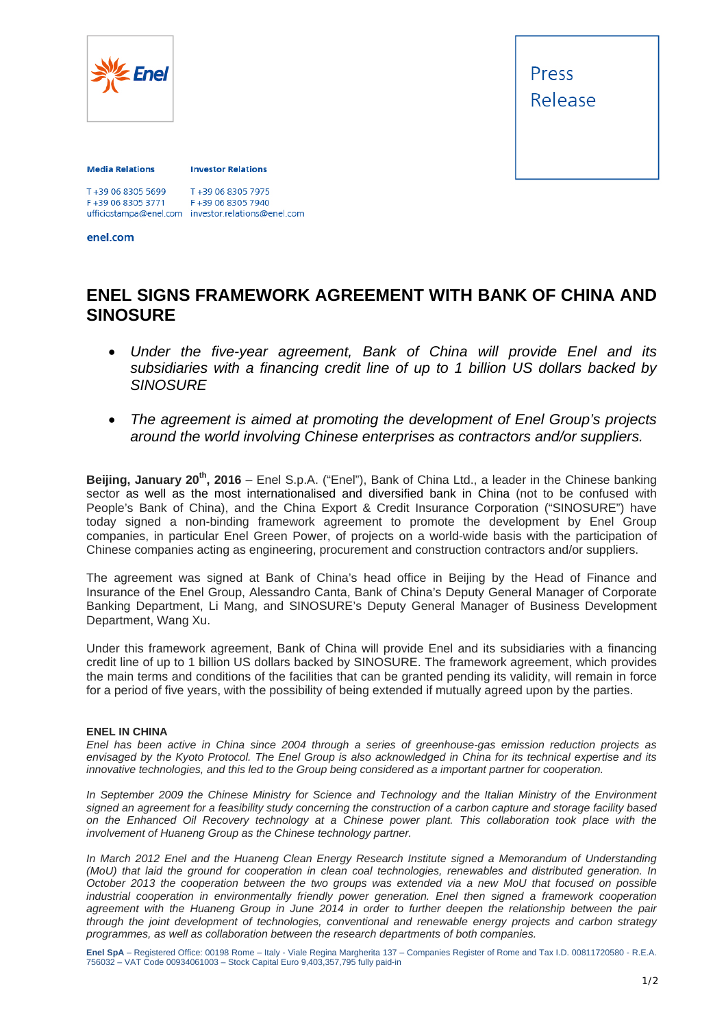Press Release

**Media Relations**

T +39 06 8305 5699
F +39 06 8305 3771
ufficiostampa@enel.com

**Investor Relations**

T +39 06 8305 7975
F +39 06 8305 7940
investor.relations@enel.com

**enel.com**

# ENEL SIGNS FRAMEWORK AGREEMENT WITH BANK OF CHINA AND SINOSURE

- *Under the five-year agreement, Bank of China will provide Enel and its subsidiaries with a financing credit line of up to 1 billion US dollars backed by SINOSURE*
- *The agreement is aimed at promoting the development of Enel Group's projects around the world involving Chinese enterprises as contractors and/or suppliers.*

**Beijing, January 20th, 2016** – Enel S.p.A. ("Enel"), Bank of China Ltd., a leader in the Chinese banking sector as well as the most internationalised and diversified bank in China (not to be confused with People's Bank of China), and the China Export & Credit Insurance Corporation ("SINOSURE") have today signed a non-binding framework agreement to promote the development by Enel Group companies, in particular Enel Green Power, of projects on a world-wide basis with the participation of Chinese companies acting as engineering, procurement and construction contractors and/or suppliers.

The agreement was signed at Bank of China's head office in Beijing by the Head of Finance and Insurance of the Enel Group, Alessandro Canta, Bank of China's Deputy General Manager of Corporate Banking Department, Li Mang, and SINOSURE's Deputy General Manager of Business Development Department, Wang Xu.

Under this framework agreement, Bank of China will provide Enel and its subsidiaries with a financing credit line of up to 1 billion US dollars backed by SINOSURE. The framework agreement, which provides the main terms and conditions of the facilities that can be granted pending its validity, will remain in force for a period of five years, with the possibility of being extended if mutually agreed upon by the parties.

**ENEL IN CHINA**

*Enel has been active in China since 2004 through a series of greenhouse-gas emission reduction projects as envisaged by the Kyoto Protocol. The Enel Group is also acknowledged in China for its technical expertise and its innovative technologies, and this led to the Group being considered as a important partner for cooperation.*

*In September 2009 the Chinese Ministry for Science and Technology and the Italian Ministry of the Environment signed an agreement for a feasibility study concerning the construction of a carbon capture and storage facility based on the Enhanced Oil Recovery technology at a Chinese power plant. This collaboration took place with the involvement of Huaneng Group as the Chinese technology partner.*

*In March 2012 Enel and the Huaneng Clean Energy Research Institute signed a Memorandum of Understanding (MoU) that laid the ground for cooperation in clean coal technologies, renewables and distributed generation. In October 2013 the cooperation between the two groups was extended via a new MoU that focused on possible industrial cooperation in environmentally friendly power generation. Enel then signed a framework cooperation agreement with the Huaneng Group in June 2014 in order to further deepen the relationship between the pair through the joint development of technologies, conventional and renewable energy projects and carbon strategy programmes, as well as collaboration between the research departments of both companies.*

**Enel SpA** – Registered Office: 00198 Rome – Italy - Viale Regina Margherita 137 – Companies Register of Rome and Tax I.D. 00811720580 - R.E.A. 756032 – VAT Code 00934061003 – Stock Capital Euro 9,403,357,795 fully paid-in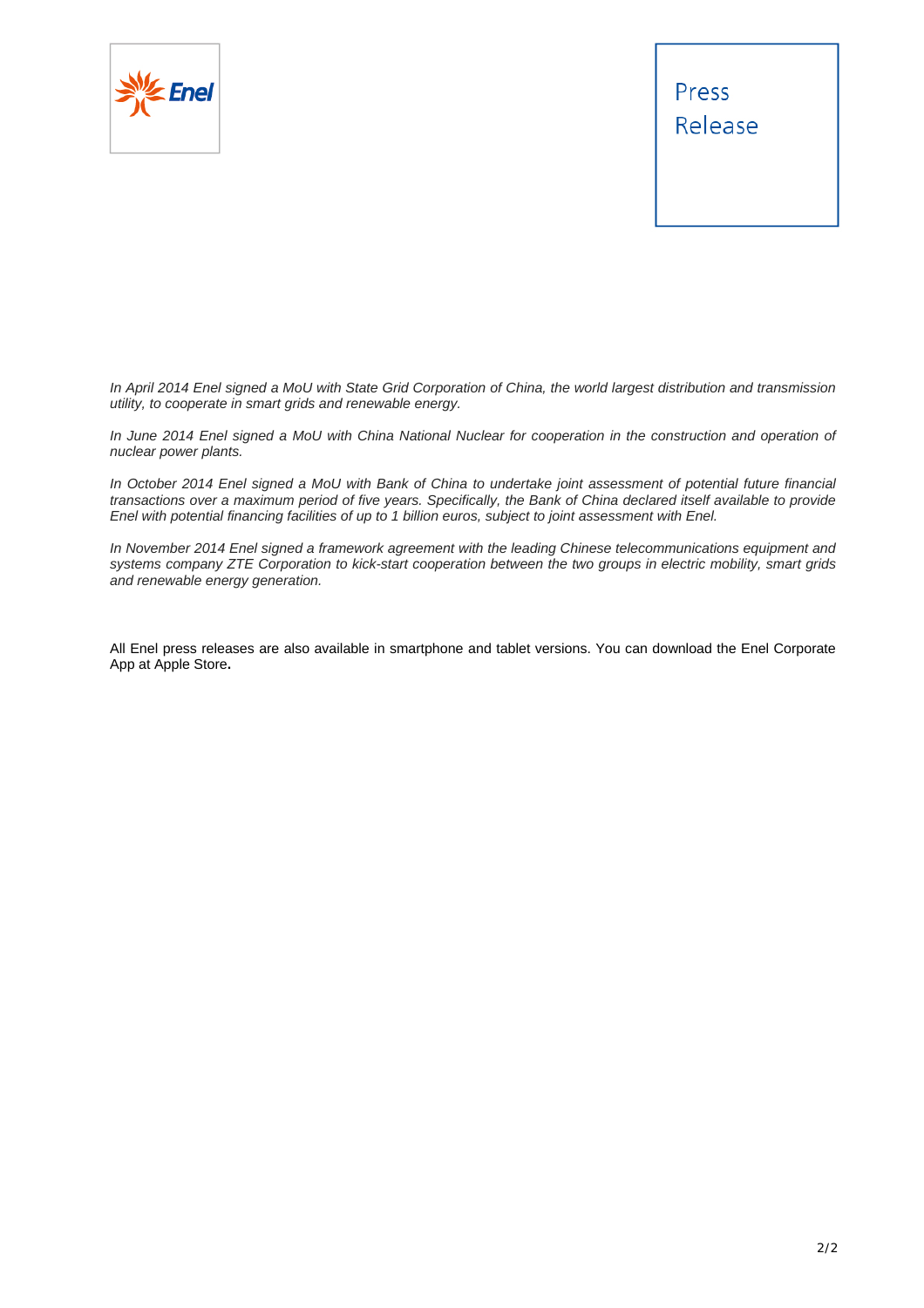*In April 2014 Enel signed a MoU with State Grid Corporation of China, the world largest distribution and transmission utility, to cooperate in smart grids and renewable energy.*

*In June 2014 Enel signed a MoU with China National Nuclear for cooperation in the construction and operation of nuclear power plants.*

*In October 2014 Enel signed a MoU with Bank of China to undertake joint assessment of potential future financial transactions over a maximum period of five years. Specifically, the Bank of China declared itself available to provide Enel with potential financing facilities of up to 1 billion euros, subject to joint assessment with Enel.*

*In November 2014 Enel signed a framework agreement with the leading Chinese telecommunications equipment and systems company ZTE Corporation to kick-start cooperation between the two groups in electric mobility, smart grids and renewable energy generation.*

All Enel press releases are also available in smartphone and tablet versions. You can download the Enel Corporate App at Apple Store**.**